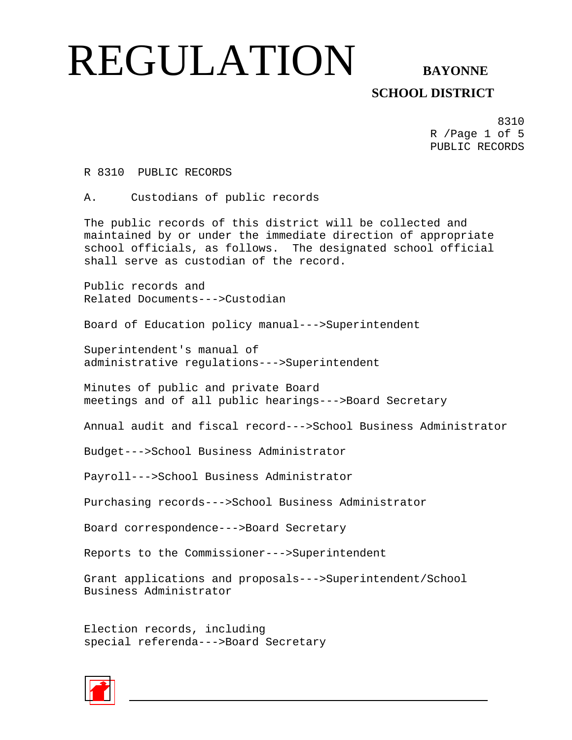# REGULATION

**BAYONNE SCHOOL DISTRICT**

8310
R /Page 1 of 5
PUBLIC RECORDS

R 8310 PUBLIC RECORDS

A. Custodians of public records

The public records of this district will be collected and maintained by or under the immediate direction of appropriate school officials, as follows. The designated school official shall serve as custodian of the record.

Public records and Related Documents--->Custodian

Board of Education policy manual--->Superintendent

Superintendent's manual of administrative regulations--->Superintendent

Minutes of public and private Board meetings and of all public hearings--->Board Secretary

Annual audit and fiscal record--->School Business Administrator

Budget--->School Business Administrator

Payroll--->School Business Administrator

Purchasing records--->School Business Administrator

Board correspondence--->Board Secretary

Reports to the Commissioner--->Superintendent

Grant applications and proposals--->Superintendent/School Business Administrator

Election records, including special referenda--->Board Secretary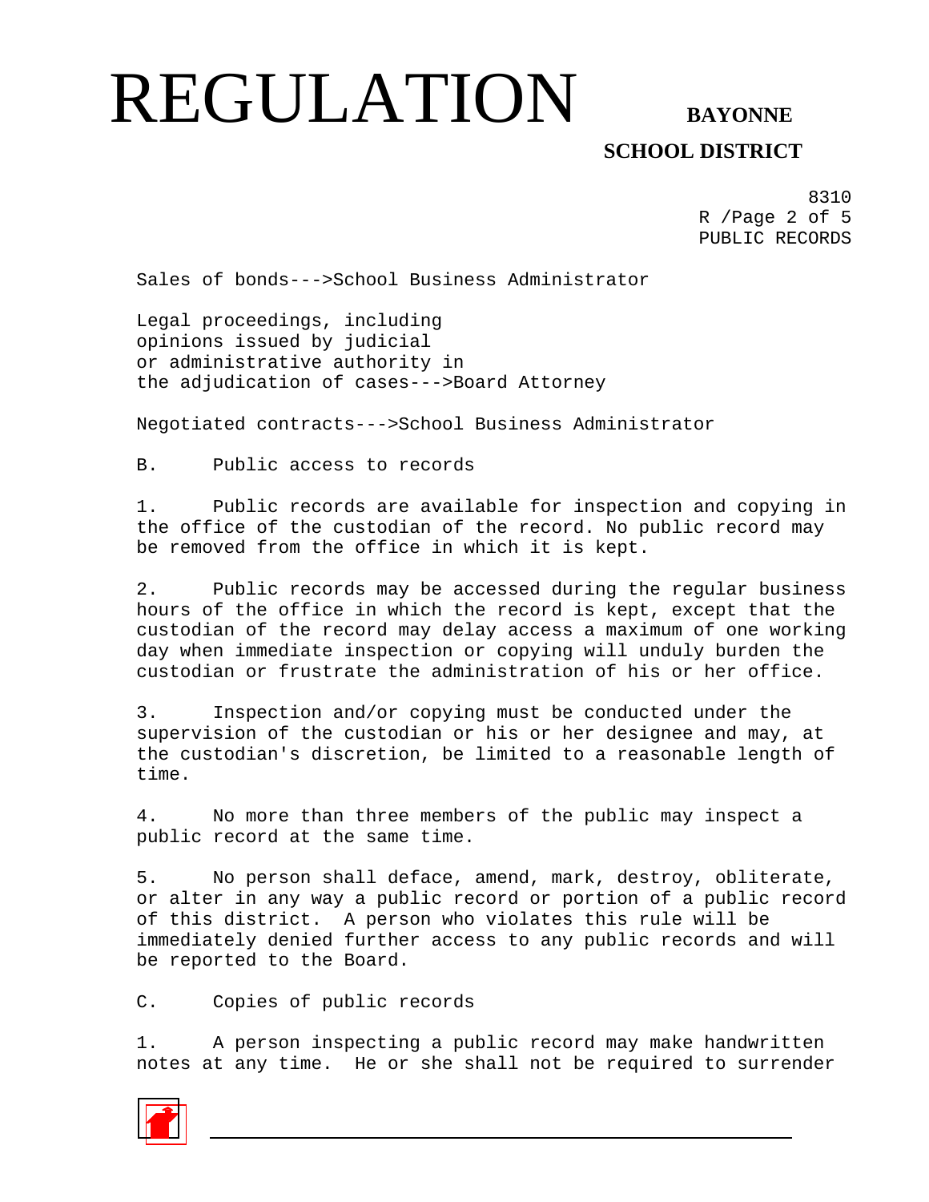Sales of bonds--->School Business Administrator

Legal proceedings, including opinions issued by judicial or administrative authority in the adjudication of cases--->Board Attorney

Negotiated contracts--->School Business Administrator

B. Public access to records

1. Public records are available for inspection and copying in the office of the custodian of the record. No public record may be removed from the office in which it is kept.

2. Public records may be accessed during the regular business hours of the office in which the record is kept, except that the custodian of the record may delay access a maximum of one working day when immediate inspection or copying will unduly burden the custodian or frustrate the administration of his or her office.

3. Inspection and/or copying must be conducted under the supervision of the custodian or his or her designee and may, at the custodian's discretion, be limited to a reasonable length of time.

4. No more than three members of the public may inspect a public record at the same time.

5. No person shall deface, amend, mark, destroy, obliterate, or alter in any way a public record or portion of a public record of this district. A person who violates this rule will be immediately denied further access to any public records and will be reported to the Board.

C. Copies of public records

1. A person inspecting a public record may make handwritten notes at any time. He or she shall not be required to surrender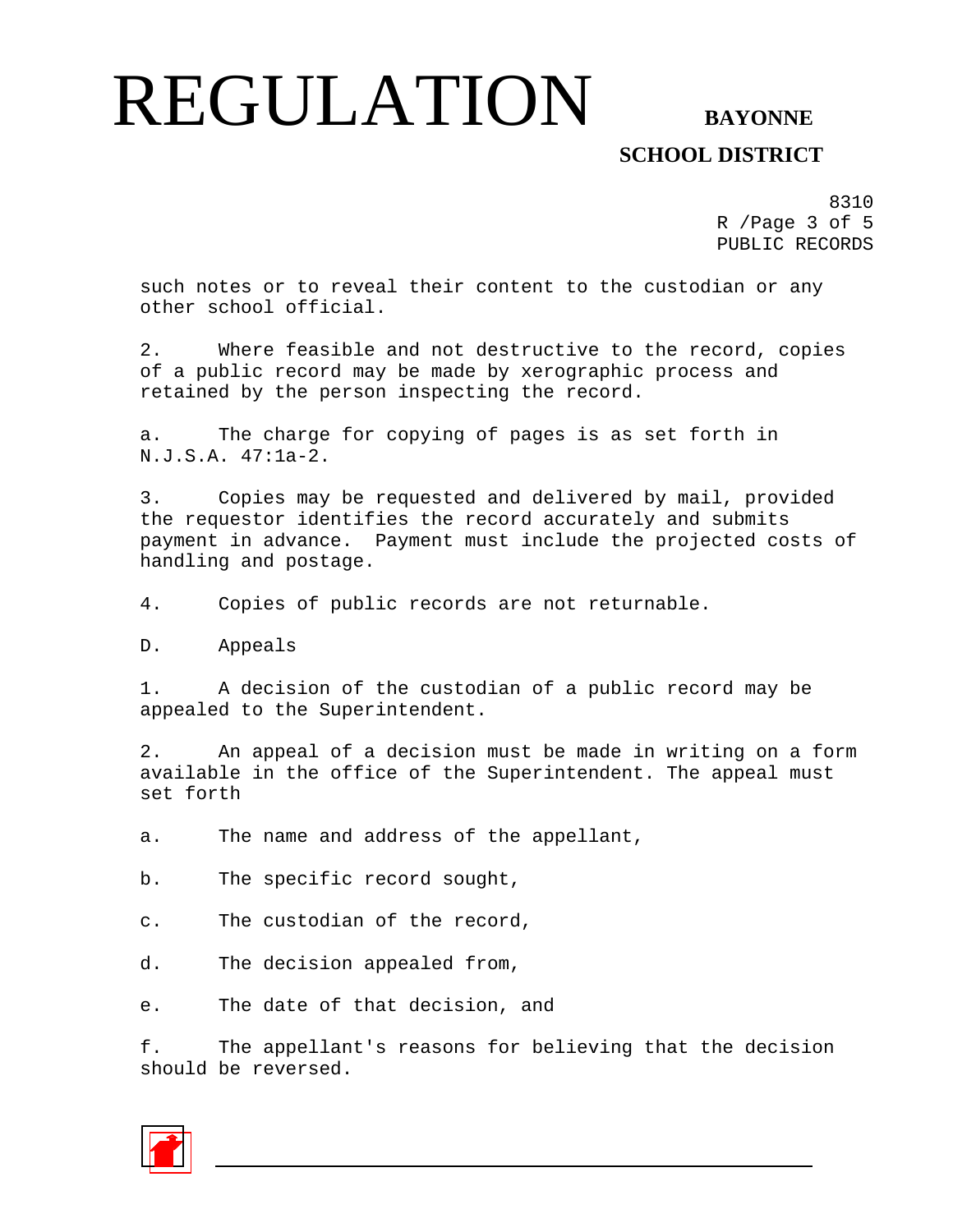such notes or to reveal their content to the custodian or any other school official.

2. Where feasible and not destructive to the record, copies of a public record may be made by xerographic process and retained by the person inspecting the record.

a. The charge for copying of pages is as set forth in N.J.S.A. 47:1a-2.

3. Copies may be requested and delivered by mail, provided the requestor identifies the record accurately and submits payment in advance. Payment must include the projected costs of handling and postage.

4. Copies of public records are not returnable.

D. Appeals

1. A decision of the custodian of a public record may be appealed to the Superintendent.

2. An appeal of a decision must be made in writing on a form available in the office of the Superintendent. The appeal must set forth

a. The name and address of the appellant,

b. The specific record sought,

c. The custodian of the record,

d. The decision appealed from,

e. The date of that decision, and

f. The appellant's reasons for believing that the decision should be reversed.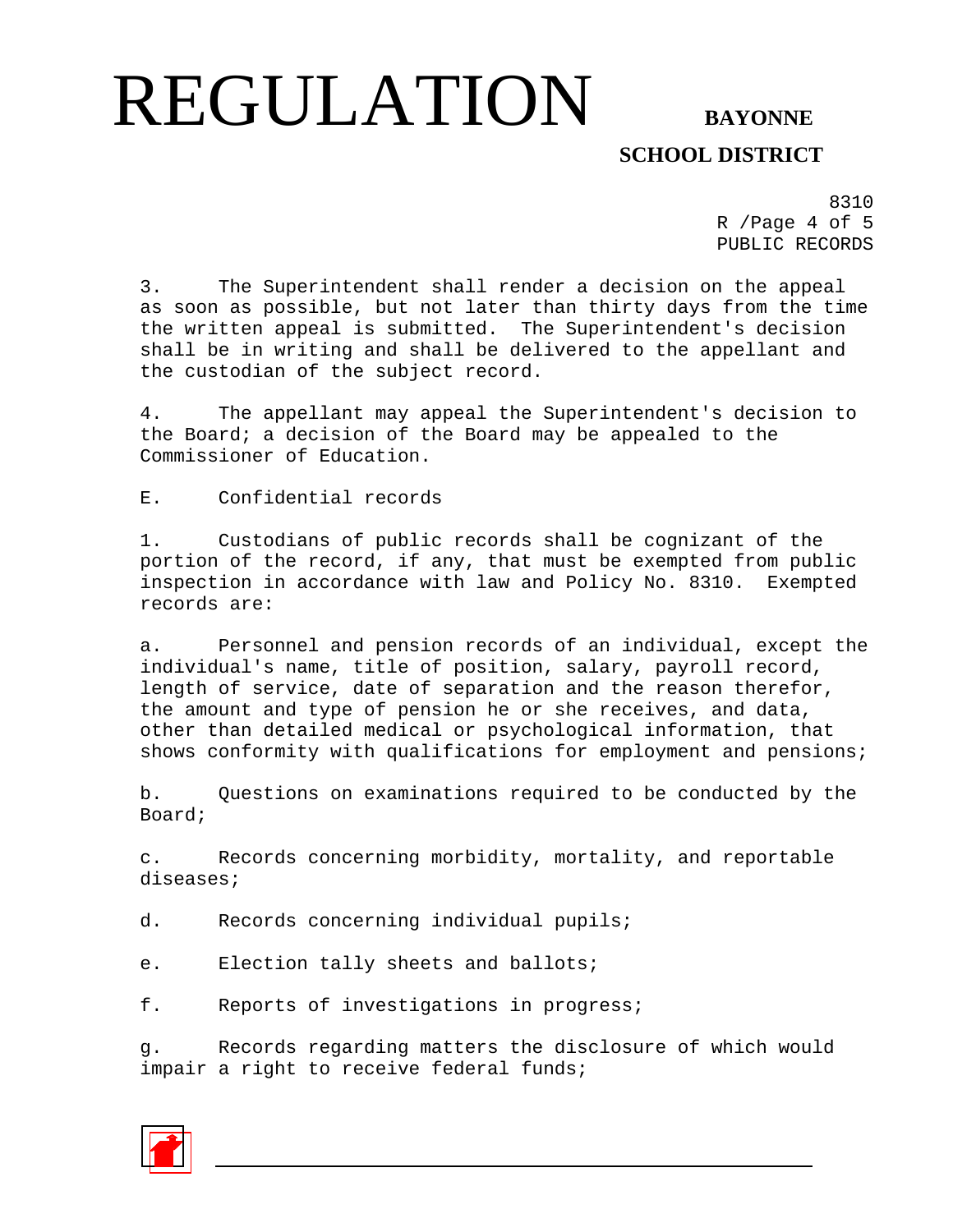3. The Superintendent shall render a decision on the appeal as soon as possible, but not later than thirty days from the time the written appeal is submitted. The Superintendent's decision shall be in writing and shall be delivered to the appellant and the custodian of the subject record.

4. The appellant may appeal the Superintendent's decision to the Board; a decision of the Board may be appealed to the Commissioner of Education.

E. Confidential records

1. Custodians of public records shall be cognizant of the portion of the record, if any, that must be exempted from public inspection in accordance with law and Policy No. 8310. Exempted records are:

a. Personnel and pension records of an individual, except the individual's name, title of position, salary, payroll record, length of service, date of separation and the reason therefor, the amount and type of pension he or she receives, and data, other than detailed medical or psychological information, that shows conformity with qualifications for employment and pensions;

b. Questions on examinations required to be conducted by the Board;

c. Records concerning morbidity, mortality, and reportable diseases;

d. Records concerning individual pupils;

e. Election tally sheets and ballots;

f. Reports of investigations in progress;

g. Records regarding matters the disclosure of which would impair a right to receive federal funds;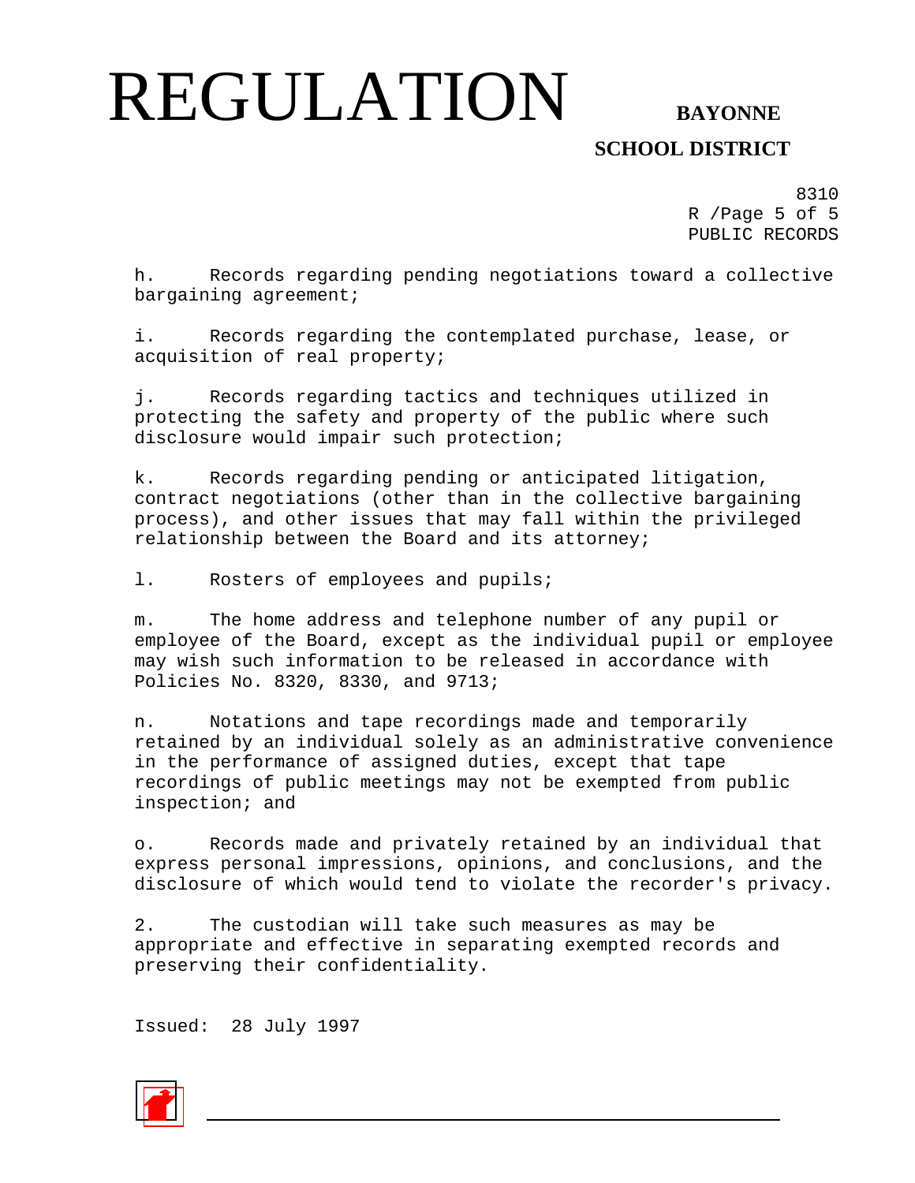h. Records regarding pending negotiations toward a collective bargaining agreement;

i. Records regarding the contemplated purchase, lease, or acquisition of real property;

j. Records regarding tactics and techniques utilized in protecting the safety and property of the public where such disclosure would impair such protection;

k. Records regarding pending or anticipated litigation, contract negotiations (other than in the collective bargaining process), and other issues that may fall within the privileged relationship between the Board and its attorney;

l. Rosters of employees and pupils;

m. The home address and telephone number of any pupil or employee of the Board, except as the individual pupil or employee may wish such information to be released in accordance with Policies No. 8320, 8330, and 9713;

n. Notations and tape recordings made and temporarily retained by an individual solely as an administrative convenience in the performance of assigned duties, except that tape recordings of public meetings may not be exempted from public inspection; and

o. Records made and privately retained by an individual that express personal impressions, opinions, and conclusions, and the disclosure of which would tend to violate the recorder's privacy.

2. The custodian will take such measures as may be appropriate and effective in separating exempted records and preserving their confidentiality.

Issued: 28 July 1997